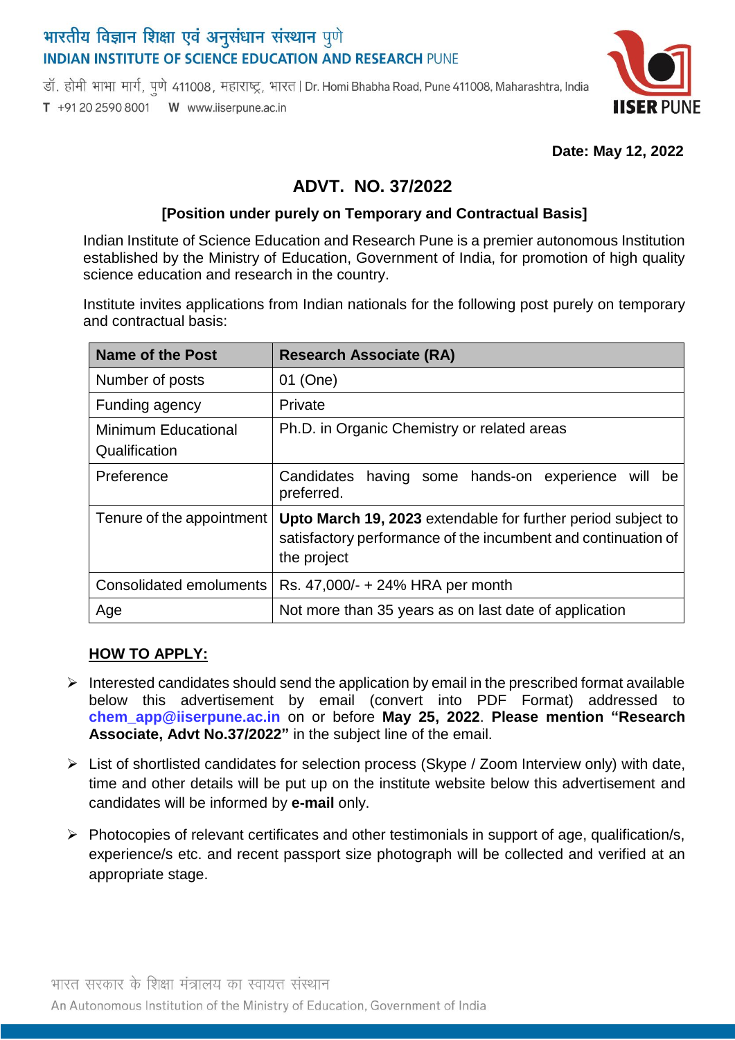भारतीय विज्ञान शिक्षा एवं अनुसंधान संस्थान पुणे
INDIAN INSTITUTE OF SCIENCE EDUCATION AND RESEARCH PUNE

डॉ. होमी भाभा मार्ग, पुणे 411008, महाराष्ट्र, भारत | Dr. Homi Bhabha Road, Pune 411008, Maharashtra, India
T +91 20 2590 8001 W www.iiserpune.ac.in

**Date: May 12, 2022**

## ADVT. NO. 37/2022

**[Position under purely on Temporary and Contractual Basis]**

Indian Institute of Science Education and Research Pune is a premier autonomous Institution established by the Ministry of Education, Government of India, for promotion of high quality science education and research in the country.

Institute invites applications from Indian nationals for the following post purely on temporary and contractual basis:

| **Name of the Post** | **Research Associate (RA)** |
|---|---|
| Number of posts | 01 (One) |
| Funding agency | Private |
| Minimum Educational Qualification | Ph.D. in Organic Chemistry or related areas |
| Preference | Candidates having some hands-on experience will be preferred. |
| Tenure of the appointment | **Upto March 19, 2023** extendable for further period subject to satisfactory performance of the incumbent and continuation of the project |
| Consolidated emoluments | Rs. 47,000/- + 24% HRA per month |
| Age | Not more than 35 years as on last date of application |

**<u>HOW TO APPLY:</u>**

- Interested candidates should send the application by email in the prescribed format available below this advertisement by email (convert into PDF Format) addressed to **chem_app@iiserpune.ac.in** on or before **May 25, 2022**. **Please mention "Research Associate, Advt No.37/2022"** in the subject line of the email.
- List of shortlisted candidates for selection process (Skype / Zoom Interview only) with date, time and other details will be put up on the institute website below this advertisement and candidates will be informed by **e-mail** only.
- Photocopies of relevant certificates and other testimonials in support of age, qualification/s, experience/s etc. and recent passport size photograph will be collected and verified at an appropriate stage.

भारत सरकार के शिक्षा मंत्रालय का स्वायत्त संस्थान
An Autonomous Institution of the Ministry of Education, Government of India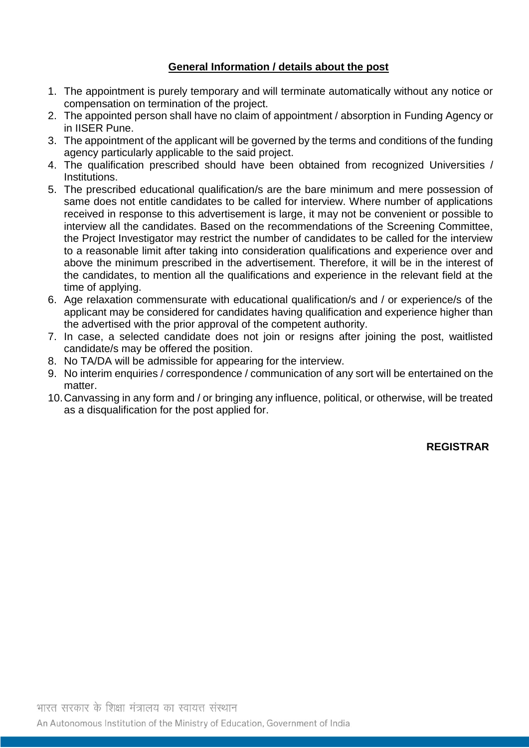**General Information / details about the post**

1. The appointment is purely temporary and will terminate automatically without any notice or compensation on termination of the project.
2. The appointed person shall have no claim of appointment / absorption in Funding Agency or in IISER Pune.
3. The appointment of the applicant will be governed by the terms and conditions of the funding agency particularly applicable to the said project.
4. The qualification prescribed should have been obtained from recognized Universities / Institutions.
5. The prescribed educational qualification/s are the bare minimum and mere possession of same does not entitle candidates to be called for interview. Where number of applications received in response to this advertisement is large, it may not be convenient or possible to interview all the candidates. Based on the recommendations of the Screening Committee, the Project Investigator may restrict the number of candidates to be called for the interview to a reasonable limit after taking into consideration qualifications and experience over and above the minimum prescribed in the advertisement. Therefore, it will be in the interest of the candidates, to mention all the qualifications and experience in the relevant field at the time of applying.
6. Age relaxation commensurate with educational qualification/s and / or experience/s of the applicant may be considered for candidates having qualification and experience higher than the advertised with the prior approval of the competent authority.
7. In case, a selected candidate does not join or resigns after joining the post, waitlisted candidate/s may be offered the position.
8. No TA/DA will be admissible for appearing for the interview.
9. No interim enquiries / correspondence / communication of any sort will be entertained on the matter.
10. Canvassing in any form and / or bringing any influence, political, or otherwise, will be treated as a disqualification for the post applied for.

**REGISTRAR**